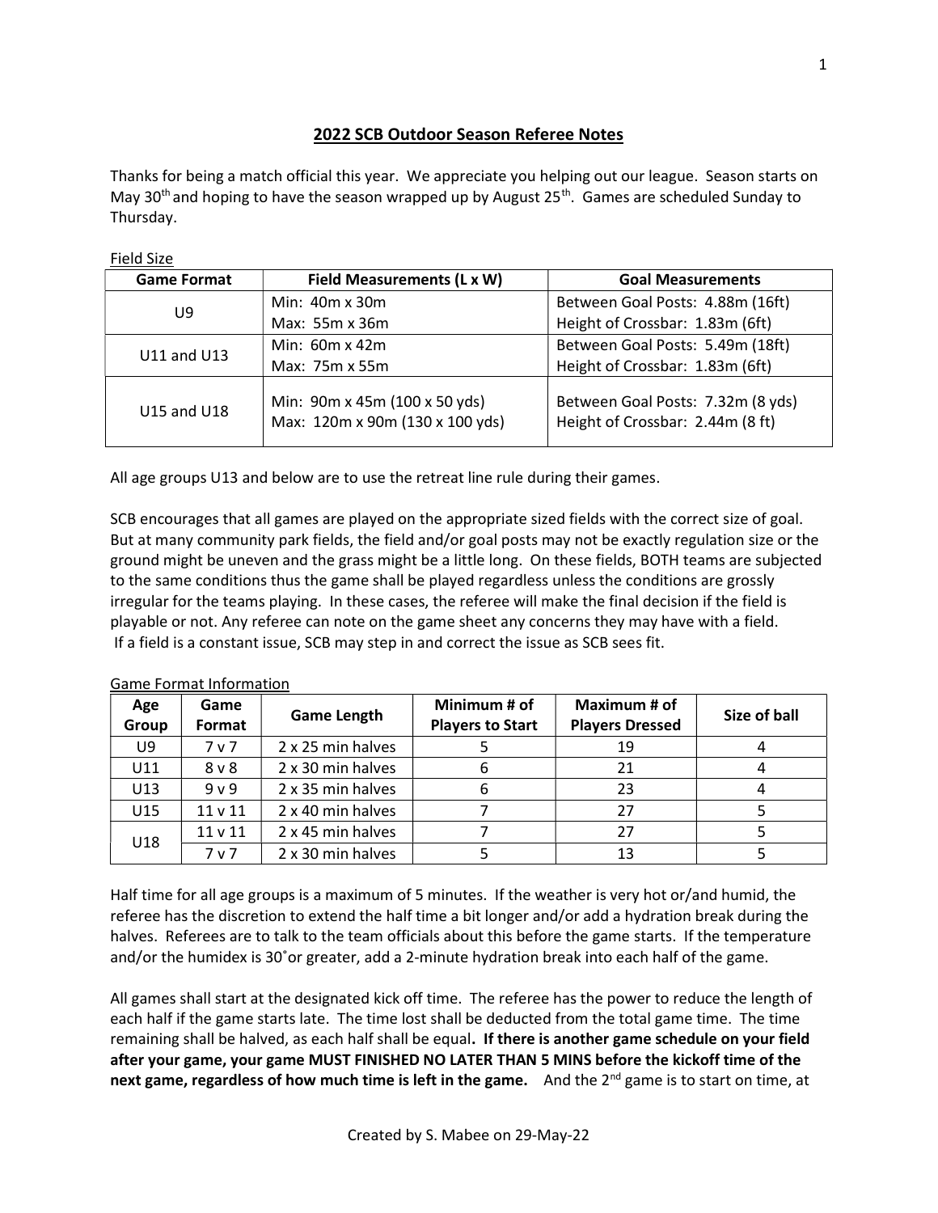# 2022 SCB Outdoor Season Referee Notes

Thanks for being a match official this year. We appreciate you helping out our league. Season starts on May 30th and hoping to have the season wrapped up by August 25th. Games are scheduled Sunday to Thursday.

Field Size

| Game Format | Field Measurements (L x W) | Goal Measurements |
|---|---|---|
| U9 | Min: 40m x 30m<br>Max: 55m x 36m | Between Goal Posts: 4.88m (16ft)<br>Height of Crossbar: 1.83m (6ft) |
| U11 and U13 | Min: 60m x 42m<br>Max: 75m x 55m | Between Goal Posts: 5.49m (18ft)<br>Height of Crossbar: 1.83m (6ft) |
| U15 and U18 | Min: 90m x 45m (100 x 50 yds)<br>Max: 120m x 90m (130 x 100 yds) | Between Goal Posts: 7.32m (8 yds)<br>Height of Crossbar: 2.44m (8 ft) |

All age groups U13 and below are to use the retreat line rule during their games.

SCB encourages that all games are played on the appropriate sized fields with the correct size of goal. But at many community park fields, the field and/or goal posts may not be exactly regulation size or the ground might be uneven and the grass might be a little long. On these fields, BOTH teams are subjected to the same conditions thus the game shall be played regardless unless the conditions are grossly irregular for the teams playing. In these cases, the referee will make the final decision if the field is playable or not. Any referee can note on the game sheet any concerns they may have with a field. If a field is a constant issue, SCB may step in and correct the issue as SCB sees fit.

Game Format Information

| Age Group | Game Format | Game Length | Minimum # of Players to Start | Maximum # of Players Dressed | Size of ball |
|---|---|---|---|---|---|
| U9 | 7 v 7 | 2 x 25 min halves | 5 | 19 | 4 |
| U11 | 8 v 8 | 2 x 30 min halves | 6 | 21 | 4 |
| U13 | 9 v 9 | 2 x 35 min halves | 6 | 23 | 4 |
| U15 | 11 v 11 | 2 x 40 min halves | 7 | 27 | 5 |
| U18 | 11 v 11 | 2 x 45 min halves | 7 | 27 | 5 |
| | 7 v 7 | 2 x 30 min halves | 5 | 13 | 5 |

Half time for all age groups is a maximum of 5 minutes. If the weather is very hot or/and humid, the referee has the discretion to extend the half time a bit longer and/or add a hydration break during the halves. Referees are to talk to the team officials about this before the game starts. If the temperature and/or the humidex is 30˚or greater, add a 2-minute hydration break into each half of the game.

All games shall start at the designated kick off time. The referee has the power to reduce the length of each half if the game starts late. The time lost shall be deducted from the total game time. The time remaining shall be halved, as each half shall be equal. **If there is another game schedule on your field after your game, your game MUST FINISHED NO LATER THAN 5 MINS before the kickoff time of the next game, regardless of how much time is left in the game.** And the 2nd game is to start on time, at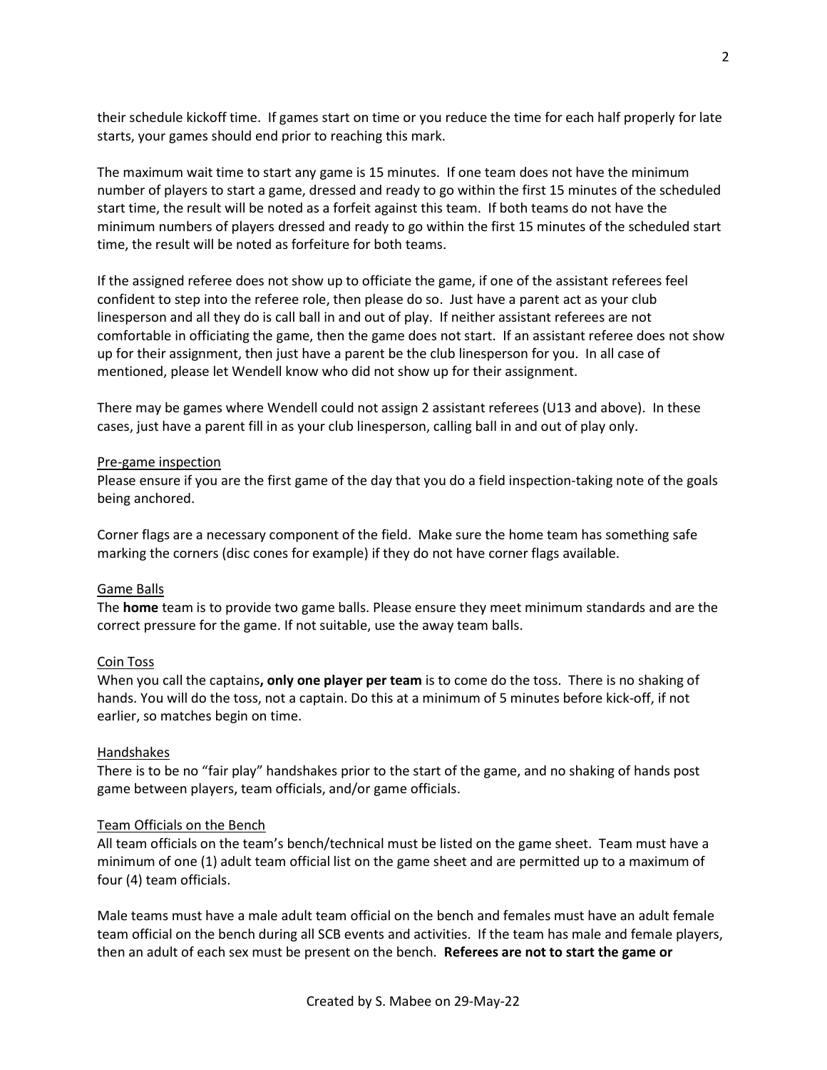their schedule kickoff time. If games start on time or you reduce the time for each half properly for late starts, your games should end prior to reaching this mark.

The maximum wait time to start any game is 15 minutes. If one team does not have the minimum number of players to start a game, dressed and ready to go within the first 15 minutes of the scheduled start time, the result will be noted as a forfeit against this team. If both teams do not have the minimum numbers of players dressed and ready to go within the first 15 minutes of the scheduled start time, the result will be noted as forfeiture for both teams.

If the assigned referee does not show up to officiate the game, if one of the assistant referees feel confident to step into the referee role, then please do so. Just have a parent act as your club linesperson and all they do is call ball in and out of play. If neither assistant referees are not comfortable in officiating the game, then the game does not start. If an assistant referee does not show up for their assignment, then just have a parent be the club linesperson for you. In all case of mentioned, please let Wendell know who did not show up for their assignment.

There may be games where Wendell could not assign 2 assistant referees (U13 and above). In these cases, just have a parent fill in as your club linesperson, calling ball in and out of play only.

<u>Pre-game inspection</u>

Please ensure if you are the first game of the day that you do a field inspection-taking note of the goals being anchored.

Corner flags are a necessary component of the field. Make sure the home team has something safe marking the corners (disc cones for example) if they do not have corner flags available.

<u>Game Balls</u>

The **home** team is to provide two game balls. Please ensure they meet minimum standards and are the correct pressure for the game. If not suitable, use the away team balls.

<u>Coin Toss</u>

When you call the captains**, only one player per team** is to come do the toss. There is no shaking of hands. You will do the toss, not a captain. Do this at a minimum of 5 minutes before kick-off, if not earlier, so matches begin on time.

<u>Handshakes</u>

There is to be no "fair play" handshakes prior to the start of the game, and no shaking of hands post game between players, team officials, and/or game officials.

<u>Team Officials on the Bench</u>

All team officials on the team's bench/technical must be listed on the game sheet. Team must have a minimum of one (1) adult team official list on the game sheet and are permitted up to a maximum of four (4) team officials.

Male teams must have a male adult team official on the bench and females must have an adult female team official on the bench during all SCB events and activities. If the team has male and female players, then an adult of each sex must be present on the bench. **Referees are not to start the game or**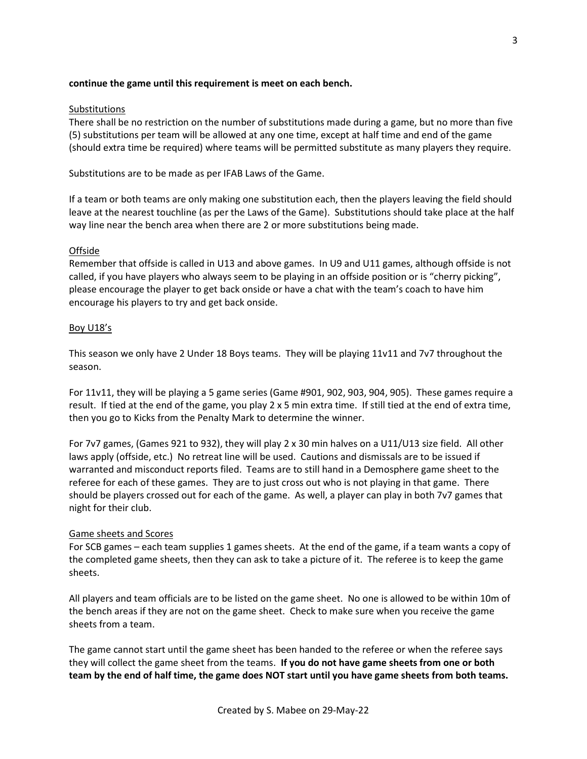**continue the game until this requirement is meet on each bench.**

## Substitutions

There shall be no restriction on the number of substitutions made during a game, but no more than five (5) substitutions per team will be allowed at any one time, except at half time and end of the game (should extra time be required) where teams will be permitted substitute as many players they require.

Substitutions are to be made as per IFAB Laws of the Game.

If a team or both teams are only making one substitution each, then the players leaving the field should leave at the nearest touchline (as per the Laws of the Game). Substitutions should take place at the half way line near the bench area when there are 2 or more substitutions being made.

## Offside

Remember that offside is called in U13 and above games. In U9 and U11 games, although offside is not called, if you have players who always seem to be playing in an offside position or is "cherry picking", please encourage the player to get back onside or have a chat with the team's coach to have him encourage his players to try and get back onside.

## Boy U18's

This season we only have 2 Under 18 Boys teams. They will be playing 11v11 and 7v7 throughout the season.

For 11v11, they will be playing a 5 game series (Game #901, 902, 903, 904, 905). These games require a result. If tied at the end of the game, you play 2 x 5 min extra time. If still tied at the end of extra time, then you go to Kicks from the Penalty Mark to determine the winner.

For 7v7 games, (Games 921 to 932), they will play 2 x 30 min halves on a U11/U13 size field. All other laws apply (offside, etc.) No retreat line will be used. Cautions and dismissals are to be issued if warranted and misconduct reports filed. Teams are to still hand in a Demosphere game sheet to the referee for each of these games. They are to just cross out who is not playing in that game. There should be players crossed out for each of the game. As well, a player can play in both 7v7 games that night for their club.

## Game sheets and Scores

For SCB games – each team supplies 1 games sheets. At the end of the game, if a team wants a copy of the completed game sheets, then they can ask to take a picture of it. The referee is to keep the game sheets.

All players and team officials are to be listed on the game sheet. No one is allowed to be within 10m of the bench areas if they are not on the game sheet. Check to make sure when you receive the game sheets from a team.

The game cannot start until the game sheet has been handed to the referee or when the referee says they will collect the game sheet from the teams. **If you do not have game sheets from one or both team by the end of half time, the game does NOT start until you have game sheets from both teams.**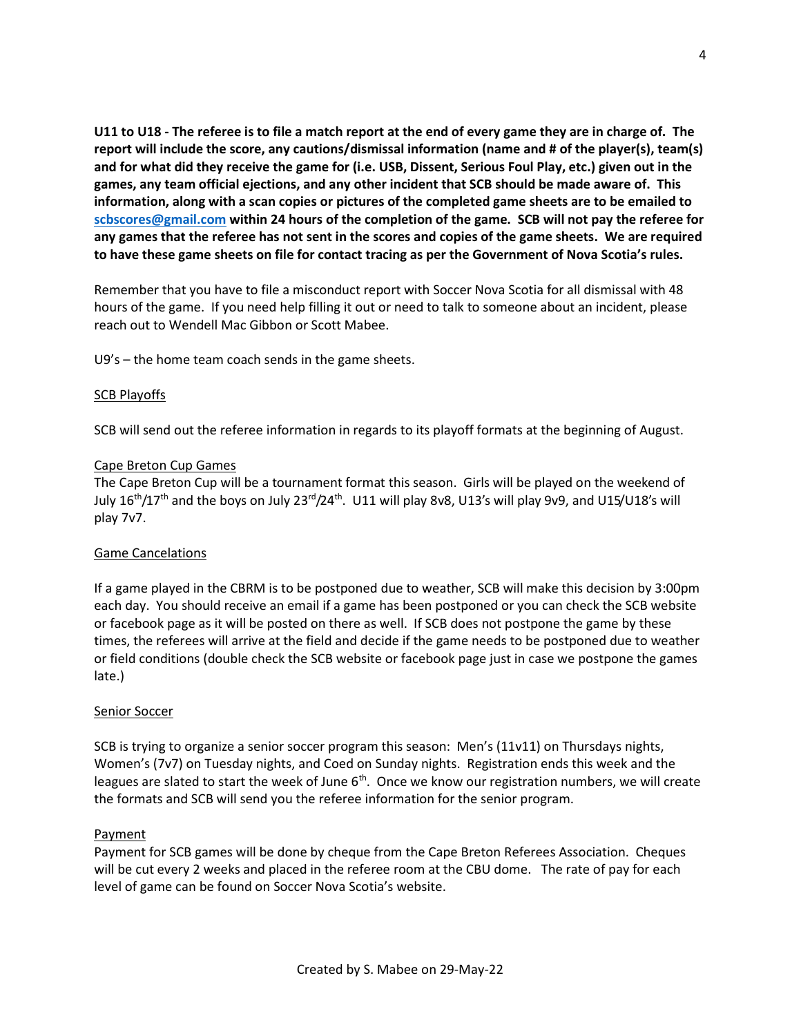**U11 to U18 - The referee is to file a match report at the end of every game they are in charge of. The report will include the score, any cautions/dismissal information (name and # of the player(s), team(s) and for what did they receive the game for (i.e. USB, Dissent, Serious Foul Play, etc.) given out in the games, any team official ejections, and any other incident that SCB should be made aware of. This information, along with a scan copies or pictures of the completed game sheets are to be emailed to scbscores@gmail.com within 24 hours of the completion of the game. SCB will not pay the referee for any games that the referee has not sent in the scores and copies of the game sheets. We are required to have these game sheets on file for contact tracing as per the Government of Nova Scotia's rules.**

Remember that you have to file a misconduct report with Soccer Nova Scotia for all dismissal with 48 hours of the game. If you need help filling it out or need to talk to someone about an incident, please reach out to Wendell Mac Gibbon or Scott Mabee.

U9's – the home team coach sends in the game sheets.

## SCB Playoffs

SCB will send out the referee information in regards to its playoff formats at the beginning of August.

## Cape Breton Cup Games

The Cape Breton Cup will be a tournament format this season. Girls will be played on the weekend of July 16th/17th and the boys on July 23rd/24th. U11 will play 8v8, U13's will play 9v9, and U15/U18's will play 7v7.

## Game Cancelations

If a game played in the CBRM is to be postponed due to weather, SCB will make this decision by 3:00pm each day. You should receive an email if a game has been postponed or you can check the SCB website or facebook page as it will be posted on there as well. If SCB does not postpone the game by these times, the referees will arrive at the field and decide if the game needs to be postponed due to weather or field conditions (double check the SCB website or facebook page just in case we postpone the games late.)

## Senior Soccer

SCB is trying to organize a senior soccer program this season: Men's (11v11) on Thursdays nights, Women's (7v7) on Tuesday nights, and Coed on Sunday nights. Registration ends this week and the leagues are slated to start the week of June 6th. Once we know our registration numbers, we will create the formats and SCB will send you the referee information for the senior program.

## Payment

Payment for SCB games will be done by cheque from the Cape Breton Referees Association. Cheques will be cut every 2 weeks and placed in the referee room at the CBU dome. The rate of pay for each level of game can be found on Soccer Nova Scotia's website.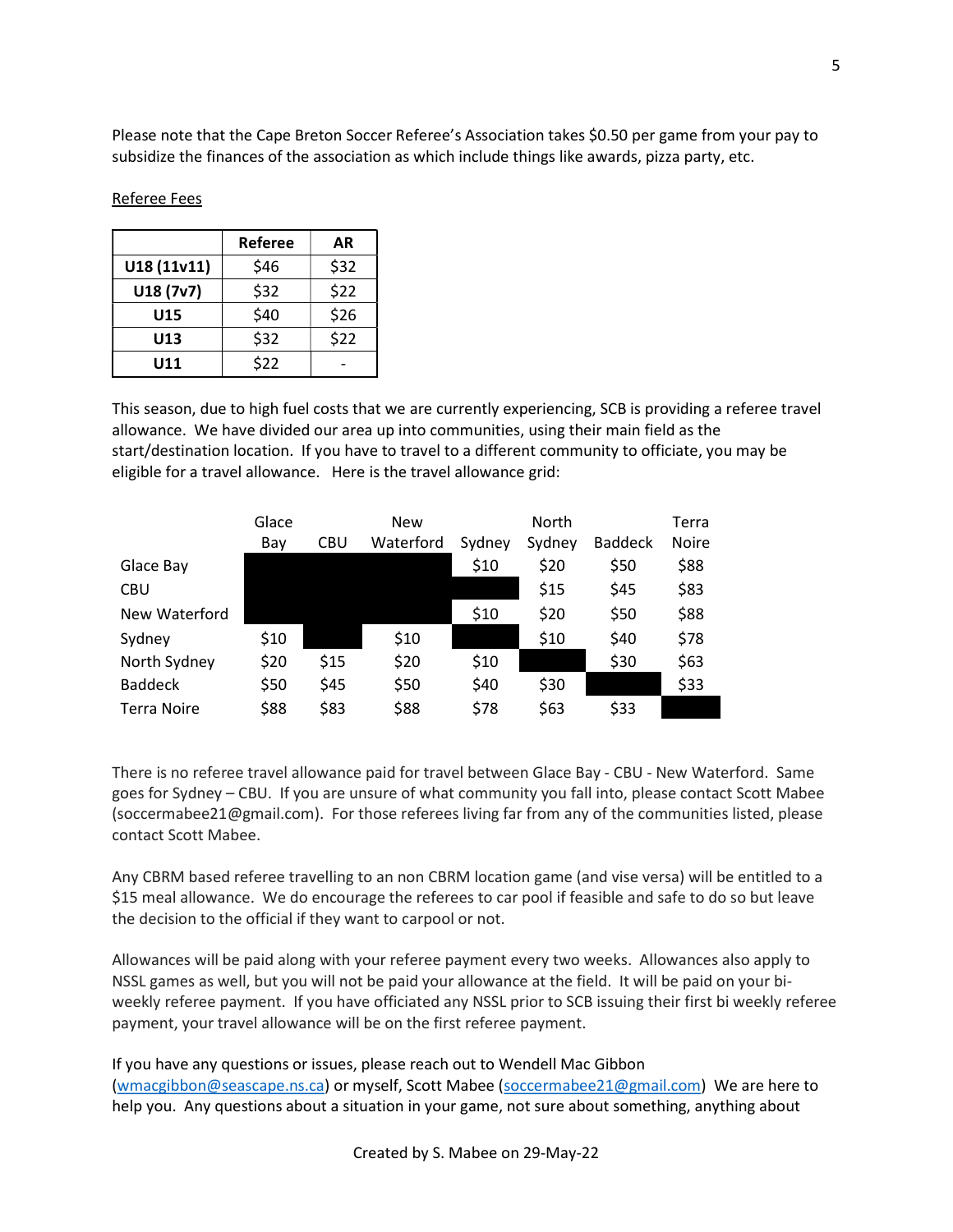Please note that the Cape Breton Soccer Referee's Association takes $0.50 per game from your pay to subsidize the finances of the association as which include things like awards, pizza party, etc.

<u>Referee Fees</u>

| | Referee | AR |
|---|---|---|
| **U18 (11v11)** | $46 | $32 |
| **U18 (7v7)** | $32 | $22 |
| **U15** | $40 | $26 |
| **U13** | $32 | $22 |
| **U11** | $22 | - |

This season, due to high fuel costs that we are currently experiencing, SCB is providing a referee travel allowance. We have divided our area up into communities, using their main field as the start/destination location. If you have to travel to a different community to officiate, you may be eligible for a travel allowance. Here is the travel allowance grid:

| | Glace Bay | CBU | New Waterford | Sydney | North Sydney | Baddeck | Terra Noire |
|---|---|---|---|---|---|---|---|
| Glace Bay | | | | $10 | $20 | $50 | $88 |
| CBU | | | | | $15 | $45 | $83 |
| New Waterford | | | | $10 | $20 | $50 | $88 |
| Sydney | $10 | | $10 | | $10 | $40 | $78 |
| North Sydney | $20 | $15 | $20 | $10 | | $30 | $63 |
| Baddeck | $50 | $45 | $50 | $40 | $30 | | $33 |
| Terra Noire | $88 | $83 | $88 | $78 | $63 | $33 | |

There is no referee travel allowance paid for travel between Glace Bay - CBU - New Waterford. Same goes for Sydney – CBU. If you are unsure of what community you fall into, please contact Scott Mabee (soccermabee21@gmail.com). For those referees living far from any of the communities listed, please contact Scott Mabee.

Any CBRM based referee travelling to an non CBRM location game (and vise versa) will be entitled to a $15 meal allowance. We do encourage the referees to car pool if feasible and safe to do so but leave the decision to the official if they want to carpool or not.

Allowances will be paid along with your referee payment every two weeks. Allowances also apply to NSSL games as well, but you will not be paid your allowance at the field. It will be paid on your bi-weekly referee payment. If you have officiated any NSSL prior to SCB issuing their first bi weekly referee payment, your travel allowance will be on the first referee payment.

If you have any questions or issues, please reach out to Wendell Mac Gibbon ([wmacgibbon@seascape.ns.ca](mailto:wmacgibbon@seascape.ns.ca)) or myself, Scott Mabee ([soccermabee21@gmail.com](mailto:soccermabee21@gmail.com)) We are here to help you. Any questions about a situation in your game, not sure about something, anything about

Created by S. Mabee on 29-May-22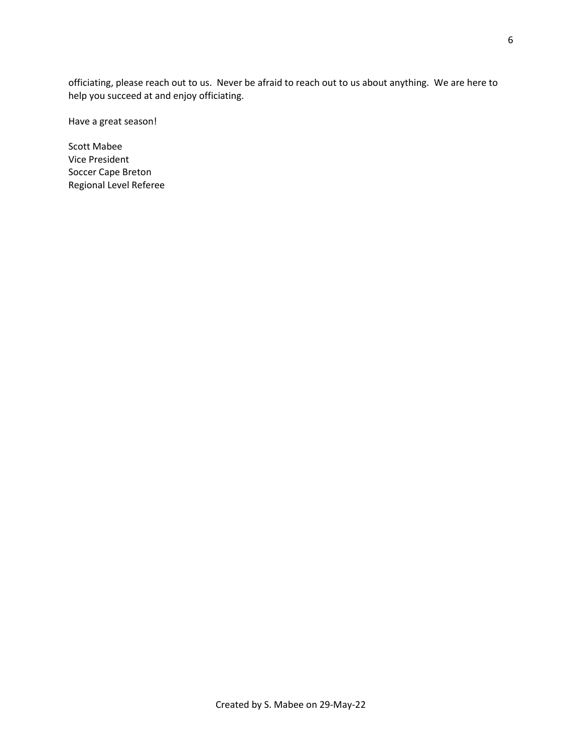officiating, please reach out to us. Never be afraid to reach out to us about anything. We are here to help you succeed at and enjoy officiating.

Have a great season!

Scott Mabee
Vice President
Soccer Cape Breton
Regional Level Referee